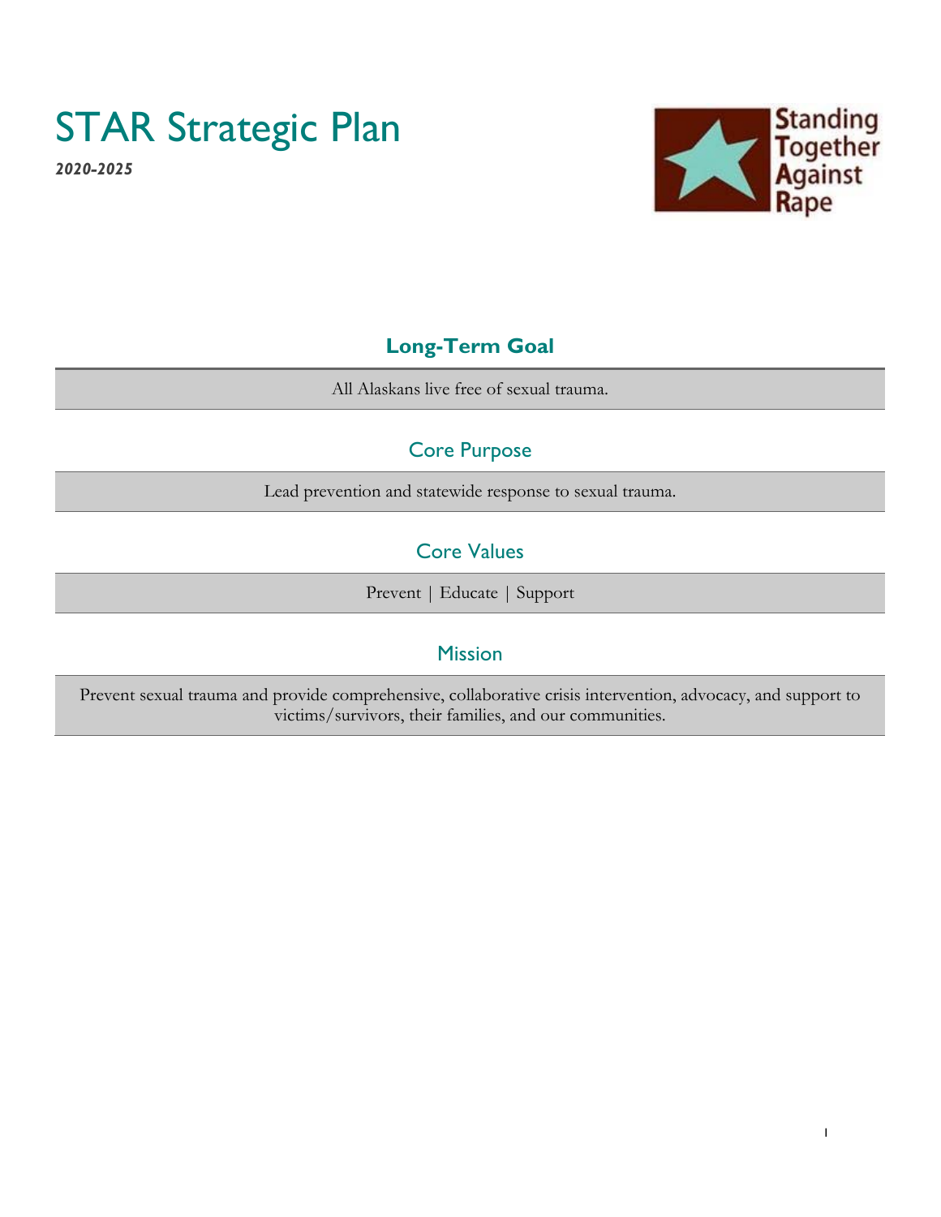# STAR Strategic Plan

***2020-2025***

Standing Together Against Rape

## Long-Term Goal

All Alaskans live free of sexual trauma.

## Core Purpose

Lead prevention and statewide response to sexual trauma.

## Core Values

Prevent | Educate | Support

## Mission

Prevent sexual trauma and provide comprehensive, collaborative crisis intervention, advocacy, and support to victims/survivors, their families, and our communities.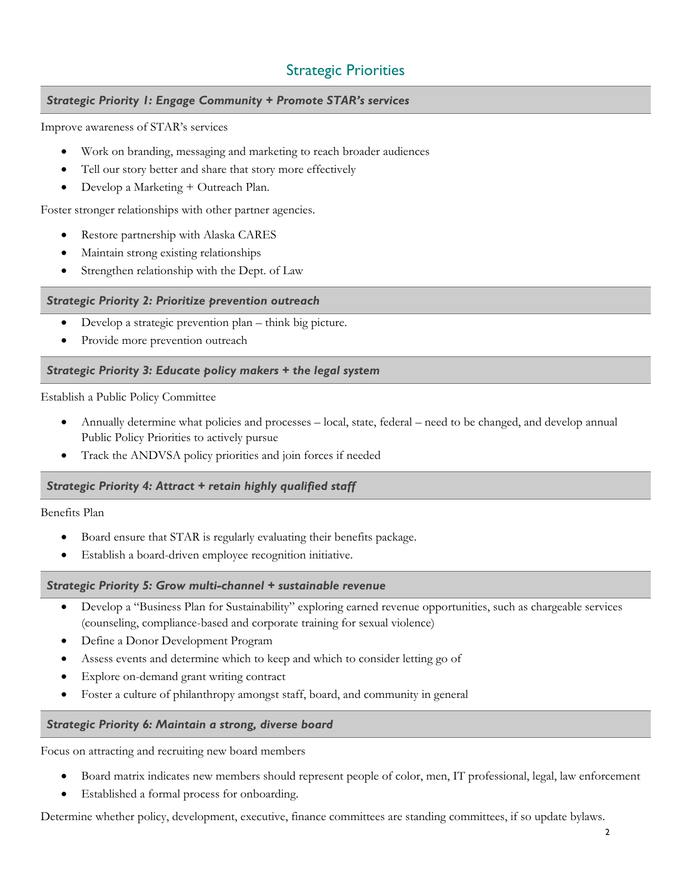# Strategic Priorities

### *Strategic Priority 1: Engage Community + Promote STAR's services*

Improve awareness of STAR's services

- Work on branding, messaging and marketing to reach broader audiences
- Tell our story better and share that story more effectively
- Develop a Marketing + Outreach Plan.

Foster stronger relationships with other partner agencies.

- Restore partnership with Alaska CARES
- Maintain strong existing relationships
- Strengthen relationship with the Dept. of Law

### *Strategic Priority 2: Prioritize prevention outreach*

- Develop a strategic prevention plan – think big picture.
- Provide more prevention outreach

### *Strategic Priority 3: Educate policy makers + the legal system*

Establish a Public Policy Committee

- Annually determine what policies and processes – local, state, federal – need to be changed, and develop annual Public Policy Priorities to actively pursue
- Track the ANDVSA policy priorities and join forces if needed

### *Strategic Priority 4: Attract + retain highly qualified staff*

Benefits Plan

- Board ensure that STAR is regularly evaluating their benefits package.
- Establish a board-driven employee recognition initiative.

### *Strategic Priority 5: Grow multi-channel + sustainable revenue*

- Develop a "Business Plan for Sustainability" exploring earned revenue opportunities, such as chargeable services (counseling, compliance-based and corporate training for sexual violence)
- Define a Donor Development Program
- Assess events and determine which to keep and which to consider letting go of
- Explore on-demand grant writing contract
- Foster a culture of philanthropy amongst staff, board, and community in general

### *Strategic Priority 6: Maintain a strong, diverse board*

Focus on attracting and recruiting new board members

- Board matrix indicates new members should represent people of color, men, IT professional, legal, law enforcement
- Established a formal process for onboarding.

Determine whether policy, development, executive, finance committees are standing committees, if so update bylaws.